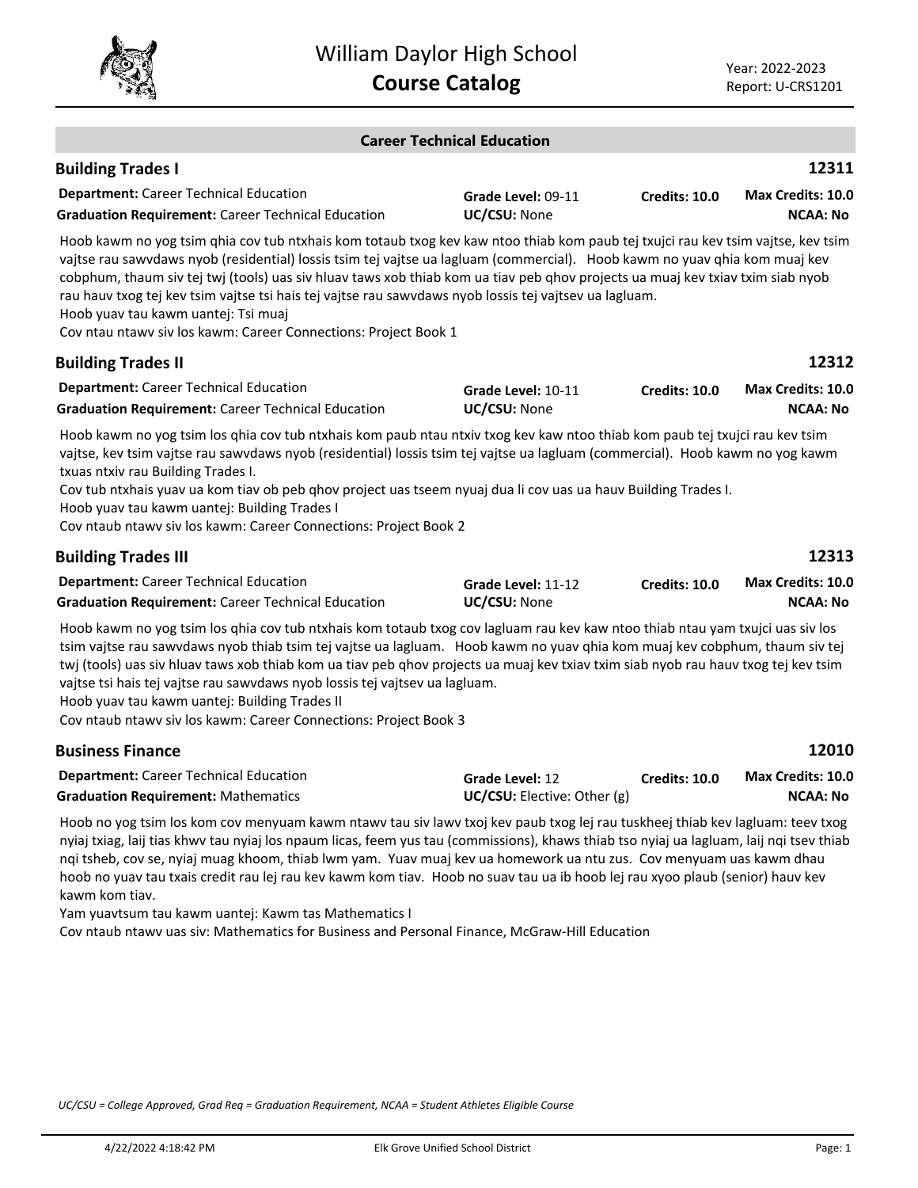# William Daylor High School
## Course Catalog

Year: 2022-2023
Report: U-CRS1201

### Career Technical Education

#### Building Trades I — 12311

**Department:** Career Technical Education | **Grade Level:** 09-11 | **Credits:** 10.0 | **Max Credits:** 10.0
**Graduation Requirement:** Career Technical Education | **UC/CSU:** None | **NCAA:** No

Hoob kawm no yog tsim qhia cov tub ntxhais kom totaub txog kev kaw ntoo thiab kom paub tej txujci rau kev tsim vajtse, kev tsim vajtse rau sawvdaws nyob (residential) lossis tsim tej vajtse ua lagluam (commercial). Hoob kawm no yuav qhia kom muaj kev cobphum, thaum siv tej twj (tools) uas siv hluav taws xob thiab kom ua tiav peb qhov projects ua muaj kev txiav txim siab nyob rau hauv txog tej kev tsim vajtse tsi hais tej vajtse rau sawvdaws nyob lossis tej vajtsev ua lagluam.
Hoob yuav tau kawm uantej: Tsi muaj
Cov ntau ntawv siv los kawm: Career Connections: Project Book 1

#### Building Trades II — 12312

**Department:** Career Technical Education | **Grade Level:** 10-11 | **Credits:** 10.0 | **Max Credits:** 10.0
**Graduation Requirement:** Career Technical Education | **UC/CSU:** None | **NCAA:** No

Hoob kawm no yog tsim los qhia cov tub ntxhais kom paub ntau ntxiv txog kev kaw ntoo thiab kom paub tej txujci rau kev tsim vajtse, kev tsim vajtse rau sawvdaws nyob (residential) lossis tsim tej vajtse ua lagluam (commercial). Hoob kawm no yog kawm txuas ntxiv rau Building Trades I.
Cov tub ntxhais yuav ua kom tiav ob peb qhov project uas tseem nyuaj dua li cov uas ua hauv Building Trades I.
Hoob yuav tau kawm uantej: Building Trades I
Cov ntaub ntawv siv los kawm: Career Connections: Project Book 2

#### Building Trades III — 12313

**Department:** Career Technical Education | **Grade Level:** 11-12 | **Credits:** 10.0 | **Max Credits:** 10.0
**Graduation Requirement:** Career Technical Education | **UC/CSU:** None | **NCAA:** No

Hoob kawm no yog tsim los qhia cov tub ntxhais kom totaub txog cov lagluam rau kev kaw ntoo thiab ntau yam txujci uas siv los tsim vajtse rau sawvdaws nyob thiab tsim tej vajtse ua lagluam. Hoob kawm no yuav qhia kom muaj kev cobphum, thaum siv tej twj (tools) uas siv hluav taws xob thiab kom ua tiav peb qhov projects ua muaj kev txiav txim siab nyob rau hauv txog tej kev tsim vajtse tsi hais tej vajtse rau sawvdaws nyob lossis tej vajtsev ua lagluam.
Hoob yuav tau kawm uantej: Building Trades II
Cov ntaub ntawv siv los kawm: Career Connections: Project Book 3

#### Business Finance — 12010

**Department:** Career Technical Education | **Grade Level:** 12 | **Credits:** 10.0 | **Max Credits:** 10.0
**Graduation Requirement:** Mathematics | **UC/CSU:** Elective: Other (g) | **NCAA:** No

Hoob no yog tsim los kom cov menyuam kawm ntawv tau siv lawv txoj kev paub txog lej rau tuskheej thiab kev lagluam: teev txog nyiaj txiag, laij tias khwv tau nyiaj los npaum licas, feem yus tau (commissions), khaws thiab tso nyiaj ua lagluam, laij nqi tsev thiab nqi tsheb, cov se, nyiaj muag khoom, thiab lwm yam. Yuav muaj kev ua homework ua ntu zus. Cov menyuam uas kawm dhau hoob no yuav tau txais credit rau lej rau kev kawm kom tiav. Hoob no suav tau ua ib hoob lej rau xyoo plaub (senior) hauv kev kawm kom tiav.
Yam yuavtsum tau kawm uantej: Kawm tas Mathematics I
Cov ntaub ntawv uas siv: Mathematics for Business and Personal Finance, McGraw-Hill Education

*UC/CSU = College Approved, Grad Req = Graduation Requirement, NCAA = Student Athletes Eligible Course*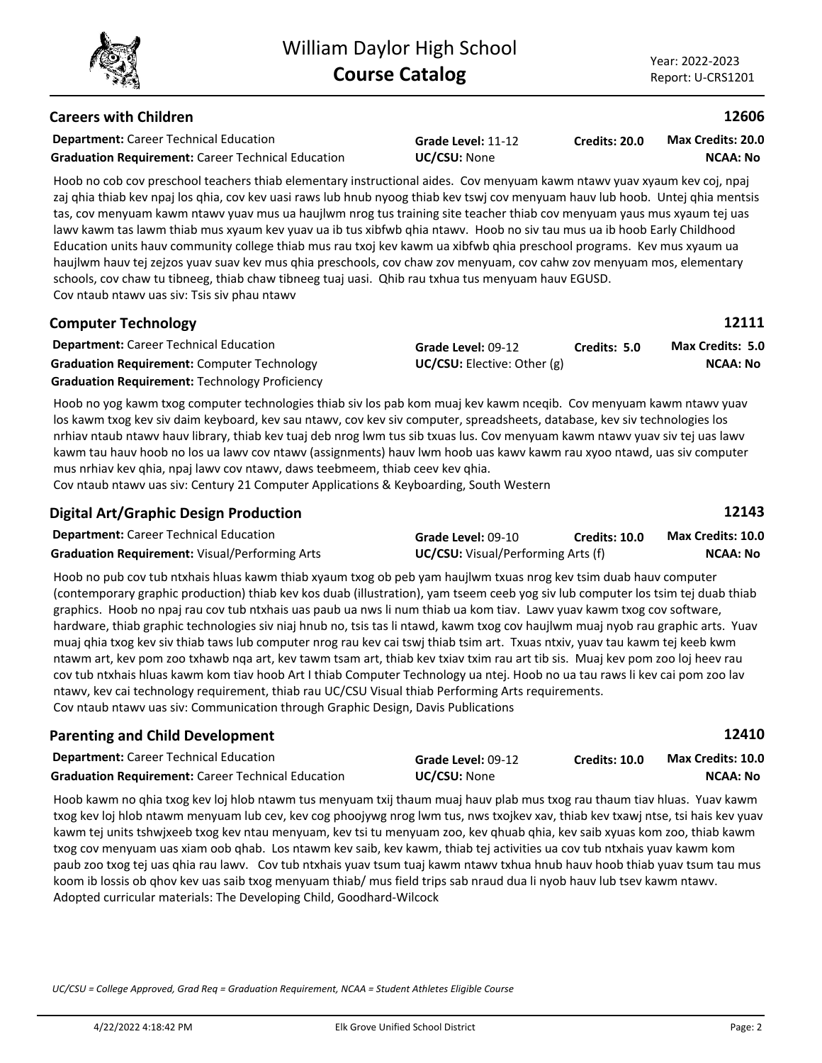## Careers with Children

**12606**

**Department:** Career Technical Education | **Grade Level:** 11-12 | **Credits: 20.0** | **Max Credits: 20.0**

**Graduation Requirement:** Career Technical Education | **UC/CSU:** None | **NCAA: No**

Hoob no cob cov preschool teachers thiab elementary instructional aides. Cov menyuam kawm ntawv yuav xyaum kev coj, npaj zaj qhia thiab kev npaj los qhia, cov kev uasi raws lub hnub nyoog thiab kev tswj cov menyuam hauv lub hoob. Untej qhia mentsis tas, cov menyuam kawm ntawv yuav mus ua haujlwm nrog tus training site teacher thiab cov menyuam yaus mus xyaum tej uas lawv kawm tas lawm thiab mus xyaum kev yuav ua ib tus xibfwb qhia ntawv. Hoob no siv tau mus ua ib hoob Early Childhood Education units hauv community college thiab mus rau txoj kev kawm ua xibfwb qhia preschool programs. Kev mus xyaum ua haujlwm hauv tej zejzos yuav suav kev mus qhia preschools, cov chaw zov menyuam, cov cahw zov menyuam mos, elementary schools, cov chaw tu tibneeg, thiab chaw tibneeg tuaj uasi. Qhib rau txhua tus menyuam hauv EGUSD.
Cov ntaub ntawv uas siv: Tsis siv phau ntawv

## Computer Technology

**12111**

**Department:** Career Technical Education | **Grade Level:** 09-12 | **Credits: 5.0** | **Max Credits: 5.0**

**Graduation Requirement:** Computer Technology | **UC/CSU:** Elective: Other (g) | **NCAA: No**

**Graduation Requirement:** Technology Proficiency

Hoob no yog kawm txog computer technologies thiab siv los pab kom muaj kev kawm nceqib. Cov menyuam kawm ntawv yuav los kawm txog kev siv daim keyboard, kev sau ntawv, cov kev siv computer, spreadsheets, database, kev siv technologies los nrhiav ntaub ntawv hauv library, thiab kev tuaj deb nrog lwm tus sib txuas lus. Cov menyuam kawm ntawv yuav siv tej uas lawv kawm tau hauv hoob no los ua lawv cov ntawv (assignments) hauv lwm hoob uas kawv kawm rau xyoo ntawd, uas siv computer mus nrhiav kev qhia, npaj lawv cov ntawv, daws teebmeem, thiab ceev kev qhia.
Cov ntaub ntawv uas siv: Century 21 Computer Applications & Keyboarding, South Western

## Digital Art/Graphic Design Production

**12143**

**Department:** Career Technical Education | **Grade Level:** 09-10 | **Credits: 10.0** | **Max Credits: 10.0**

**Graduation Requirement:** Visual/Performing Arts | **UC/CSU:** Visual/Performing Arts (f) | **NCAA: No**

Hoob no pub cov tub ntxhais hluas kawm thiab xyaum txog ob peb yam haujlwm txuas nrog kev tsim duab hauv computer (contemporary graphic production) thiab kev kos duab (illustration), yam tseem ceeb yog siv lub computer los tsim tej duab thiab graphics. Hoob no npaj rau cov tub ntxhais uas paub ua nws li num thiab ua kom tiav. Lawv yuav kawm txog cov software, hardware, thiab graphic technologies siv niaj hnub no, tsis tas li ntawd, kawm txog cov haujlwm muaj nyob rau graphic arts. Yuav muaj qhia txog kev siv thiab taws lub computer nrog rau kev cai tswj thiab tsim art. Txuas ntxiv, yuav tau kawm tej keeb kwm ntawm art, kev pom zoo txhawb nqa art, kev tawm tsam art, thiab kev txiav txim rau art tib sis. Muaj kev pom zoo loj heev rau cov tub ntxhais hluas kawm kom tiav hoob Art I thiab Computer Technology ua ntej. Hoob no ua tau raws li kev cai pom zoo lav ntawv, kev cai technology requirement, thiab rau UC/CSU Visual thiab Performing Arts requirements.
Cov ntaub ntawv uas siv: Communication through Graphic Design, Davis Publications

## Parenting and Child Development

**12410**

**Department:** Career Technical Education | **Grade Level:** 09-12 | **Credits: 10.0** | **Max Credits: 10.0**

**Graduation Requirement:** Career Technical Education | **UC/CSU:** None | **NCAA: No**

Hoob kawm no qhia txog kev loj hlob ntawm tus menyuam txij thaum muaj hauv plab mus txog rau thaum tiav hluas. Yuav kawm txog kev loj hlob ntawm menyuam lub cev, kev cog phoojywg nrog lwm tus, nws txojkev xav, thiab kev txawj ntse, tsi hais kev yuav kawm tej units tshwjxeeb txog kev ntau menyuam, kev tsi tu menyuam zoo, kev qhuab qhia, kev saib xyuas kom zoo, thiab kawm txog cov menyuam uas xiam oob qhab. Los ntawm kev saib, kev kawm, thiab tej activities ua cov tub ntxhais yuav kawm kom paub zoo txog tej uas qhia rau lawv. Cov tub ntxhais yuav tsum tuaj kawm ntawv txhua hnub hauv hoob thiab yuav tsum tau mus koom ib lossis ob qhov kev uas saib txog menyuam thiab/ mus field trips sab nraud dua li nyob hauv lub tsev kawm ntawv.
Adopted curricular materials: The Developing Child, Goodhard-Wilcock

*UC/CSU = College Approved, Grad Req = Graduation Requirement, NCAA = Student Athletes Eligible Course*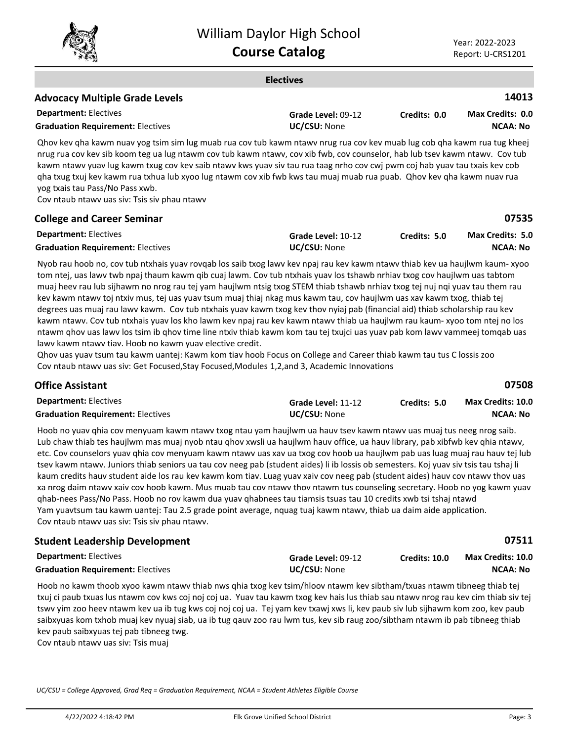## Electives

### Advocacy Multiple Grade Levels — 14013

| | | | |
|---|---|---|---|
| **Department:** Electives | **Grade Level:** 09-12 | **Credits: 0.0** | **Max Credits: 0.0** |
| **Graduation Requirement:** Electives | **UC/CSU:** None | | **NCAA: No** |

Qhov kev qha kawm nuav yog tsim sim lug muab rua cov tub kawm ntawv nrug rua cov kev muab lug cob qha kawm rua tug kheej nrug rua cov kev sib koom teg ua lug ntawm cov tub kawm ntawv, cov xib fwb, cov counselor, hab lub tsev kawm ntawv. Cov tub kawm ntawv yuav lug kawm txug cov kev saib ntawv kws yuav siv tau rua taag nrho cov cwj pwm coj hab yuav tau txais kev cob qha txug txuj kev kawm rua txhua lub xyoo lug ntawm cov xib fwb kws tau muaj muab rua puab. Qhov kev qha kawm nuav rua yog txais tau Pass/No Pass xwb.
Cov ntaub ntawv uas siv: Tsis siv phau ntawv

### College and Career Seminar — 07535

| | | | |
|---|---|---|---|
| **Department:** Electives | **Grade Level:** 10-12 | **Credits: 5.0** | **Max Credits: 5.0** |
| **Graduation Requirement:** Electives | **UC/CSU:** None | | **NCAA: No** |

Nyob rau hoob no, cov tub ntxhais yuav rovqab los saib txog lawv kev npaj rau kev kawm ntawv thiab kev ua haujlwm kaum- xyoo tom ntej, uas lawv twb npaj thaum kawm qib cuaj lawm. Cov tub ntxhais yuav los tshawb nrhiav txog cov haujlwm uas tabtom muaj heev rau lub sijhawm no nrog rau tej yam haujlwm ntsig txog STEM thiab tshawb nrhiav txog tej nuj nqi yuav tau them rau kev kawm ntawv toj ntxiv mus, tej uas yuav tsum muaj thiaj nkag mus kawm tau, cov haujlwm uas xav kawm txog, thiab tej degrees uas muaj rau lawv kawm. Cov tub ntxhais yuav kawm txog kev thov nyiaj pab (financial aid) thiab scholarship rau kev kawm ntawv. Cov tub ntxhais yuav los kho lawm kev npaj rau kev kawm ntawv thiab ua haujlwm rau kaum- xyoo tom ntej no los ntawm qhov uas lawv los tsim ib qhov time line ntxiv thiab kawm kom tau tej txujci uas yuav pab kom lawv vammeej tomqab uas lawv kawm ntawv tiav. Hoob no kawm yuav elective credit.
Qhov uas yuav tsum tau kawm uantej: Kawm kom tiav hoob Focus on College and Career thiab kawm tau tus C lossis zoo
Cov ntaub ntawv uas siv: Get Focused,Stay Focused,Modules 1,2,and 3, Academic Innovations

### Office Assistant — 07508

| | | | |
|---|---|---|---|
| **Department:** Electives | **Grade Level:** 11-12 | **Credits: 5.0** | **Max Credits: 10.0** |
| **Graduation Requirement:** Electives | **UC/CSU:** None | | **NCAA: No** |

Hoob no yuav qhia cov menyuam kawm ntawv txog ntau yam haujlwm ua hauv tsev kawm ntawv uas muaj tus neeg nrog saib. Lub chaw thiab tes haujlwm mas muaj nyob ntau qhov xwsli ua haujlwm hauv office, ua hauv library, pab xibfwb kev qhia ntawv, etc. Cov counselors yuav qhia cov menyuam kawm ntawv uas xav ua txog cov hoob ua haujlwm pab uas luag muaj rau hauv tej lub tsev kawm ntawv. Juniors thiab seniors ua tau cov neeg pab (student aides) li ib lossis ob semesters. Koj yuav siv tsis tau tshaj li kaum credits hauv student aide los rau kev kawm kom tiav. Luag yuav xaiv cov neeg pab (student aides) hauv cov ntawv thov uas xa nrog daim ntawv xaiv cov hoob kawm. Mus muab tau cov ntawv thov ntawm tus counseling secretary. Hoob no yog kawm yuav qhab-nees Pass/No Pass. Hoob no rov kawm dua yuav qhabnees tau tiamsis tsuas tau 10 credits xwb tsi tshaj ntawd
Yam yuavtsum tau kawm uantej: Tau 2.5 grade point average, nquag tuaj kawm ntawv, thiab ua daim aide application.
Cov ntaub ntawv uas siv: Tsis siv phau ntawv.

### Student Leadership Development — 07511

| | | | |
|---|---|---|---|
| **Department:** Electives | **Grade Level:** 09-12 | **Credits: 10.0** | **Max Credits: 10.0** |
| **Graduation Requirement:** Electives | **UC/CSU:** None | | **NCAA: No** |

Hoob no kawm thoob xyoo kawm ntawv thiab nws qhia txog kev tsim/hloov ntawm kev sibtham/txuas ntawm tibneeg thiab tej txuj ci paub txuas lus ntawm cov kws coj noj coj ua. Yuav tau kawm txog kev hais lus thiab sau ntawv nrog rau kev cim thiab siv tej tswv yim zoo heev ntawm kev ua ib tug kws coj noj coj ua. Tej yam kev txawj xws li, kev paub siv lub sijhawm kom zoo, kev paub saibxyuas kom txhob muaj kev nyuaj siab, ua ib tug qauv zoo rau lwm tus, kev sib raug zoo/sibtham ntawm ib pab tibneeg thiab kev paub saibxyuas tej pab tibneeg twg.
Cov ntaub ntawv uas siv: Tsis muaj

*UC/CSU = College Approved, Grad Req = Graduation Requirement, NCAA = Student Athletes Eligible Course*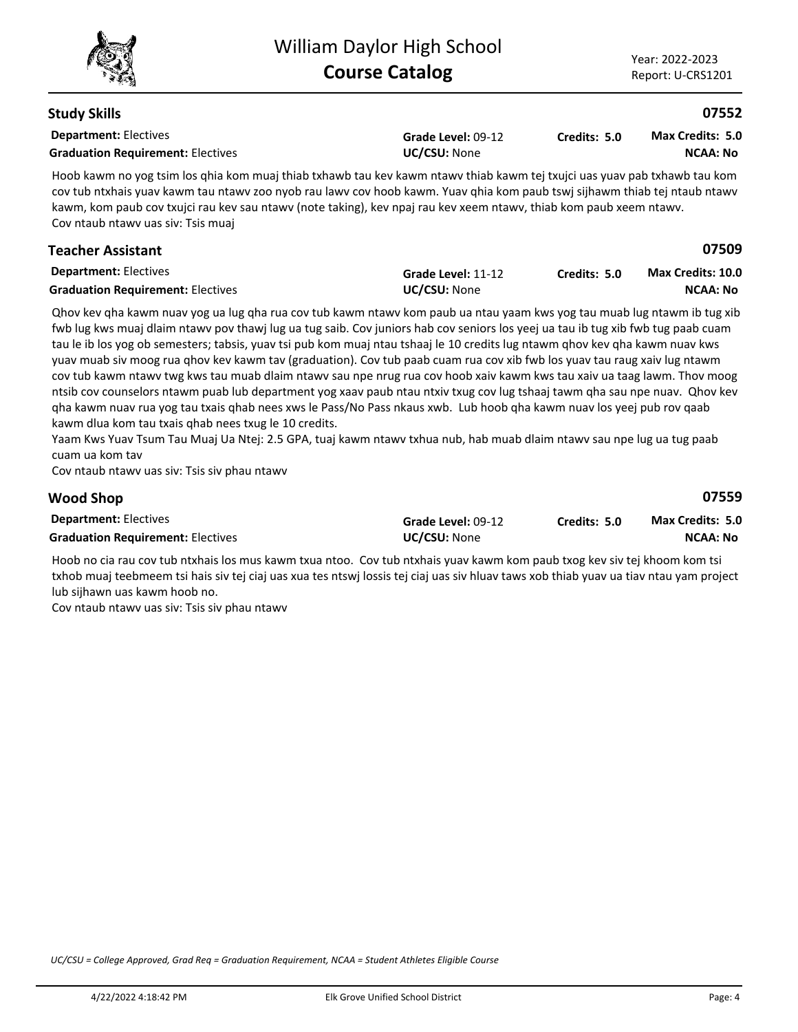## Study Skills

**07552**

| | | | |
|---|---|---|---|
| **Department:** Electives | **Grade Level:** 09-12 | **Credits: 5.0** | **Max Credits: 5.0** |
| **Graduation Requirement:** Electives | **UC/CSU:** None | | **NCAA: No** |

Hoob kawm no yog tsim los qhia kom muaj thiab txhawb tau kev kawm ntawv thiab kawm tej txujci uas yuav pab txhawb tau kom cov tub ntxhais yuav kawm tau ntawv zoo nyob rau lawv cov hoob kawm. Yuav qhia kom paub tswj sijhawm thiab tej ntaub ntawv kawm, kom paub cov txujci rau kev sau ntawv (note taking), kev npaj rau kev xeem ntawv, thiab kom paub xeem ntawv.
Cov ntaub ntawv uas siv: Tsis muaj

## Teacher Assistant

**07509**

| | | | |
|---|---|---|---|
| **Department:** Electives | **Grade Level:** 11-12 | **Credits: 5.0** | **Max Credits: 10.0** |
| **Graduation Requirement:** Electives | **UC/CSU:** None | | **NCAA: No** |

Qhov kev qha kawm nuav yog ua lug qha rua cov tub kawm ntawv kom paub ua ntau yaam kws yog tau muab lug ntawm ib tug xib fwb lug kws muaj dlaim ntawv pov thawj lug ua tug saib. Cov juniors hab cov seniors los yeej ua tau ib tug xib fwb tug paab cuam tau le ib los yog ob semesters; tabsis, yuav tsi pub kom muaj ntau tshaaj le 10 credits lug ntawm qhov kev qha kawm nuav kws yuav muab siv moog rua qhov kev kawm tav (graduation). Cov tub paab cuam rua cov xib fwb los yuav tau raug xaiv lug ntawm cov tub kawm ntawv twg kws tau muab dlaim ntawv sau npe nrug rua cov hoob xaiv kawm kws tau xaiv ua taag lawm. Thov moog ntsib cov counselors ntawm puab lub department yog xaav paub ntau ntxiv txug cov lug tshaaj tawm qha sau npe nuav. Qhov kev qha kawm nuav rua yog tau txais qhab nees xws le Pass/No Pass nkaus xwb. Lub hoob qha kawm nuav los yeej pub rov qaab kawm dlua kom tau txais qhab nees txug le 10 credits.
Yaam Kws Yuav Tsum Tau Muaj Ua Ntej: 2.5 GPA, tuaj kawm ntawv txhua nub, hab muab dlaim ntawv sau npe lug ua tug paab cuam ua kom tav
Cov ntaub ntawv uas siv: Tsis siv phau ntawv

## Wood Shop

**07559**

| | | | |
|---|---|---|---|
| **Department:** Electives | **Grade Level:** 09-12 | **Credits: 5.0** | **Max Credits: 5.0** |
| **Graduation Requirement:** Electives | **UC/CSU:** None | | **NCAA: No** |

Hoob no cia rau cov tub ntxhais los mus kawm txua ntoo. Cov tub ntxhais yuav kawm kom paub txog kev siv tej khoom kom tsi txhob muaj teebmeem tsi hais siv tej ciaj uas xua tes ntswj lossis tej ciaj uas siv hluav taws xob thiab yuav ua tiav ntau yam project lub sijhawn uas kawm hoob no.
Cov ntaub ntawv uas siv: Tsis siv phau ntawv

*UC/CSU = College Approved, Grad Req = Graduation Requirement, NCAA = Student Athletes Eligible Course*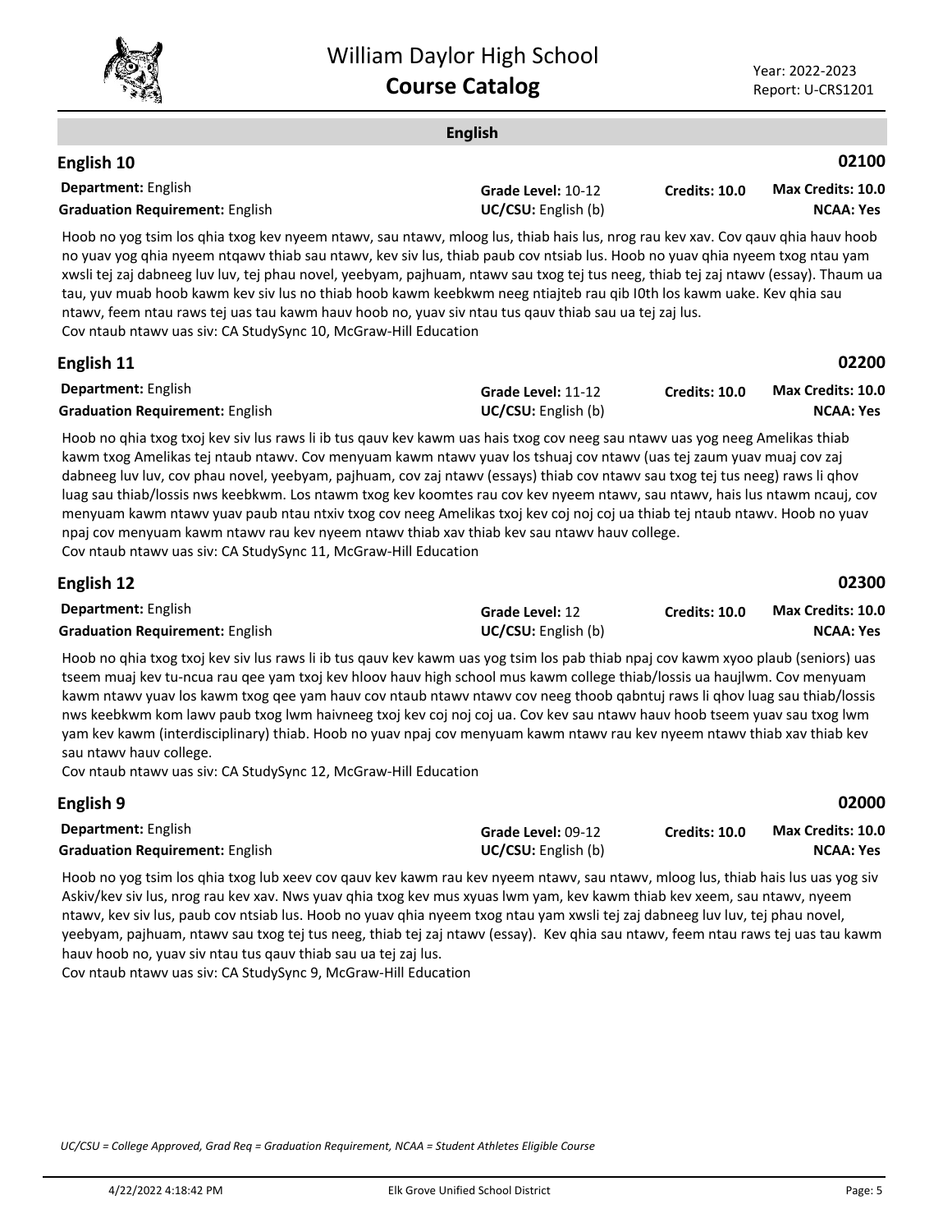## English

### English 10

**02100**

**Department:** English
**Graduation Requirement:** English
**Grade Level:** 10-12
**UC/CSU:** English (b)
**Credits: 10.0**
**Max Credits: 10.0**
**NCAA: Yes**

Hoob no yog tsim los qhia txog kev nyeem ntawv, sau ntawv, mloog lus, thiab hais lus, nrog rau kev xav. Cov qauv qhia hauv hoob no yuav yog qhia nyeem ntqawv thiab sau ntawv, kev siv lus, thiab paub cov ntsiab lus. Hoob no yuav qhia nyeem txog ntau yam xwsli tej zaj dabneeg luv luv, tej phau novel, yeebyam, pajhuam, ntawv sau txog tej tus neeg, thiab tej zaj ntawv (essay). Thaum ua tau, yuv muab hoob kawm kev siv lus no thiab hoob kawm keebkwm neeg ntiajteb rau qib I0th los kawm uake. Kev qhia sau ntawv, feem ntau raws tej uas tau kawm hauv hoob no, yuav siv ntau tus qauv thiab sau ua tej zaj lus.
Cov ntaub ntawv uas siv: CA StudySync 10, McGraw-Hill Education

### English 11

**02200**

**Department:** English
**Graduation Requirement:** English
**Grade Level:** 11-12
**UC/CSU:** English (b)
**Credits: 10.0**
**Max Credits: 10.0**
**NCAA: Yes**

Hoob no qhia txog txoj kev siv lus raws li ib tus qauv kev kawm uas hais txog cov neeg sau ntawv uas yog neeg Amelikas thiab kawm txog Amelikas tej ntaub ntawv. Cov menyuam kawm ntawv yuav los tshuaj cov ntawv (uas tej zaum yuav muaj cov zaj dabneeg luv luv, cov phau novel, yeebyam, pajhuam, cov zaj ntawv (essays) thiab cov ntawv sau txog tej tus neeg) raws li qhov luag sau thiab/lossis nws keebkwm. Los ntawm txog kev koomtes rau cov kev nyeem ntawv, sau ntawv, hais lus ntawm ncauj, cov menyuam kawm ntawv yuav paub ntau ntxiv txog cov neeg Amelikas txoj kev coj noj coj ua thiab tej ntaub ntawv. Hoob no yuav npaj cov menyuam kawm ntawv rau kev nyeem ntawv thiab xav thiab kev sau ntawv hauv college.
Cov ntaub ntawv uas siv: CA StudySync 11, McGraw-Hill Education

### English 12

**02300**

**Department:** English
**Graduation Requirement:** English
**Grade Level:** 12
**UC/CSU:** English (b)
**Credits: 10.0**
**Max Credits: 10.0**
**NCAA: Yes**

Hoob no qhia txog txoj kev siv lus raws li ib tus qauv kev kawm uas yog tsim los pab thiab npaj cov kawm xyoo plaub (seniors) uas tseem muaj kev tu-ncua rau qee yam txoj kev hloov hauv high school mus kawm college thiab/lossis ua haujlwm. Cov menyuam kawm ntawv yuav los kawm txog qee yam hauv cov ntaub ntawv ntawv cov neeg thoob qabntuj raws li qhov luag sau thiab/lossis nws keebkwm kom lawv paub txog lwm haivneeg txoj kev coj noj coj ua. Cov kev sau ntawv hauv hoob tseem yuav sau txog lwm yam kev kawm (interdisciplinary) thiab. Hoob no yuav npaj cov menyuam kawm ntawv rau kev nyeem ntawv thiab xav thiab kev sau ntawv hauv college.
Cov ntaub ntawv uas siv: CA StudySync 12, McGraw-Hill Education

### English 9

**02000**

**Department:** English
**Graduation Requirement:** English
**Grade Level:** 09-12
**UC/CSU:** English (b)
**Credits: 10.0**
**Max Credits: 10.0**
**NCAA: Yes**

Hoob no yog tsim los qhia txog lub xeev cov qauv kev kawm rau kev nyeem ntawv, sau ntawv, mloog lus, thiab hais lus uas yog siv Askiv/kev siv lus, nrog rau kev xav. Nws yuav qhia txog kev mus xyuas lwm yam, kev kawm thiab kev xeem, sau ntawv, nyeem ntawv, kev siv lus, paub cov ntsiab lus. Hoob no yuav qhia nyeem txog ntau yam xwsli tej zaj dabneeg luv luv, tej phau novel, yeebyam, pajhuam, ntawv sau txog tej tus neeg, thiab tej zaj ntawv (essay). Kev qhia sau ntawv, feem ntau raws tej uas tau kawm hauv hoob no, yuav siv ntau tus qauv thiab sau ua tej zaj lus.
Cov ntaub ntawv uas siv: CA StudySync 9, McGraw-Hill Education

*UC/CSU = College Approved, Grad Req = Graduation Requirement, NCAA = Student Athletes Eligible Course*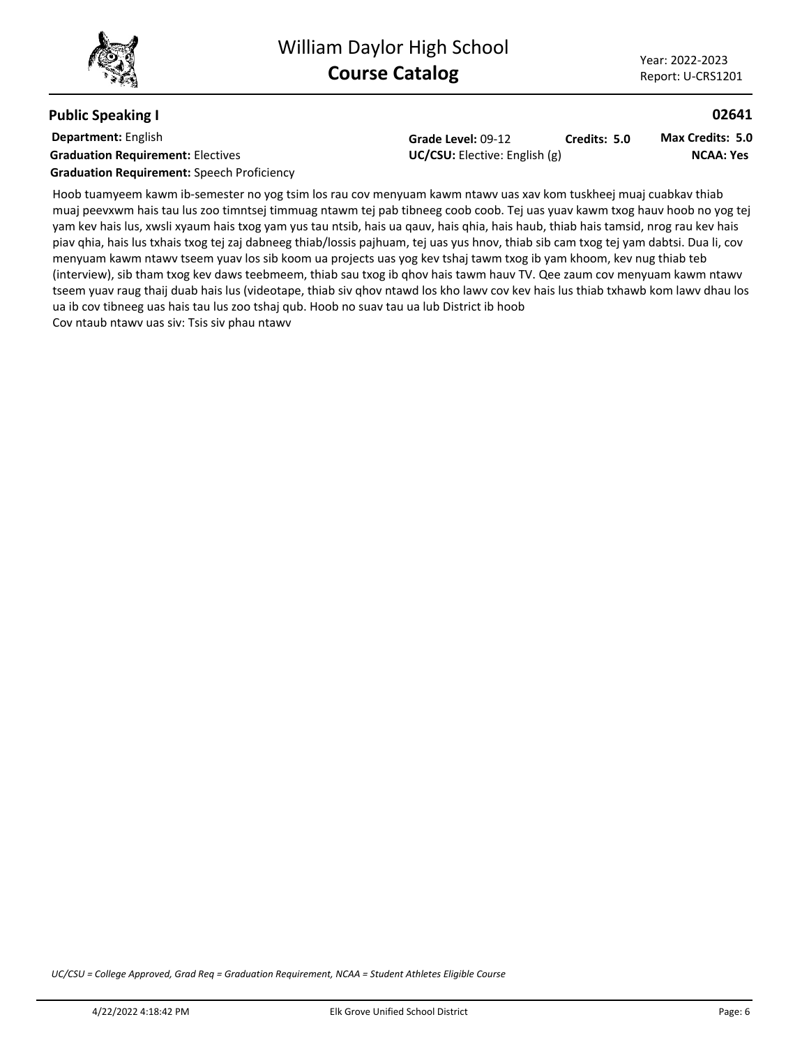## Public Speaking I

**02641**

**Department:** English
**Graduation Requirement:** Electives
**Graduation Requirement:** Speech Proficiency

**Grade Level:** 09-12
**Credits: 5.0**
**Max Credits: 5.0**
**UC/CSU:** Elective: English (g)
**NCAA: Yes**

Hoob tuamyeem kawm ib-semester no yog tsim los rau cov menyuam kawm ntawv uas xav kom tuskheej muaj cuabkav thiab muaj peevxwm hais tau lus zoo timntsej timmuag ntawm tej pab tibneeg coob coob. Tej uas yuav kawm txog hauv hoob no yog tej yam kev hais lus, xwsli xyaum hais txog yam yus tau ntsib, hais ua qauv, hais qhia, hais haub, thiab hais tamsid, nrog rau kev hais piav qhia, hais lus txhais txog tej zaj dabneeg thiab/lossis pajhuam, tej uas yus hnov, thiab sib cam txog tej yam dabtsi. Dua li, cov menyuam kawm ntawv tseem yuav los sib koom ua projects uas yog kev tshaj tawm txog ib yam khoom, kev nug thiab teb (interview), sib tham txog kev daws teebmeem, thiab sau txog ib qhov hais tawm hauv TV. Qee zaum cov menyuam kawm ntawv tseem yuav raug thaij duab hais lus (videotape, thiab siv qhov ntawd los kho lawv cov kev hais lus thiab txhawb kom lawv dhau los ua ib cov tibneeg uas hais tau lus zoo tshaj qub. Hoob no suav tau ua lub District ib hoob
Cov ntaub ntawv uas siv: Tsis siv phau ntawv

*UC/CSU = College Approved, Grad Req = Graduation Requirement, NCAA = Student Athletes Eligible Course*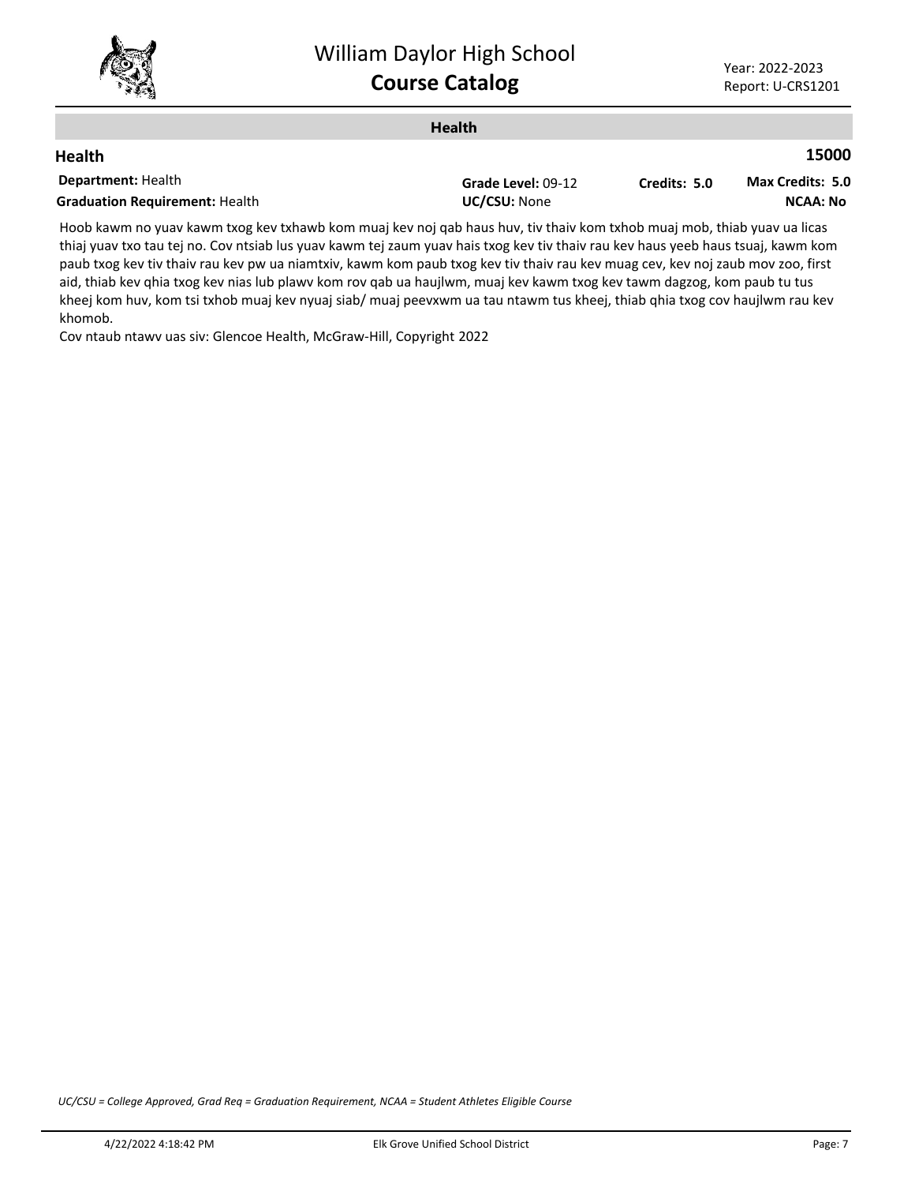## Health

### Health — 15000

**Department:** Health
**Graduation Requirement:** Health
**Grade Level:** 09-12
**UC/CSU:** None
**Credits:** 5.0
**Max Credits:** 5.0
**NCAA:** No

Hoob kawm no yuav kawm txog kev txhawb kom muaj kev noj qab haus huv, tiv thaiv kom txhob muaj mob, thiab yuav ua licas thiaj yuav txo tau tej no. Cov ntsiab lus yuav kawm tej zaum yuav hais txog kev tiv thaiv rau kev haus yeeb haus tsuaj, kawm kom paub txog kev tiv thaiv rau kev pw ua niamtxiv, kawm kom paub txog kev tiv thaiv rau kev muag cev, kev noj zaub mov zoo, first aid, thiab kev qhia txog kev nias lub plawv kom rov qab ua haujlwm, muaj kev kawm txog kev tawm dagzog, kom paub tu tus kheej kom huv, kom tsi txhob muaj kev nyuaj siab/ muaj peevxwm ua tau ntawm tus kheej, thiab qhia txog cov haujlwm rau kev khomob.
Cov ntaub ntawv uas siv: Glencoe Health, McGraw-Hill, Copyright 2022

*UC/CSU = College Approved, Grad Req = Graduation Requirement, NCAA = Student Athletes Eligible Course*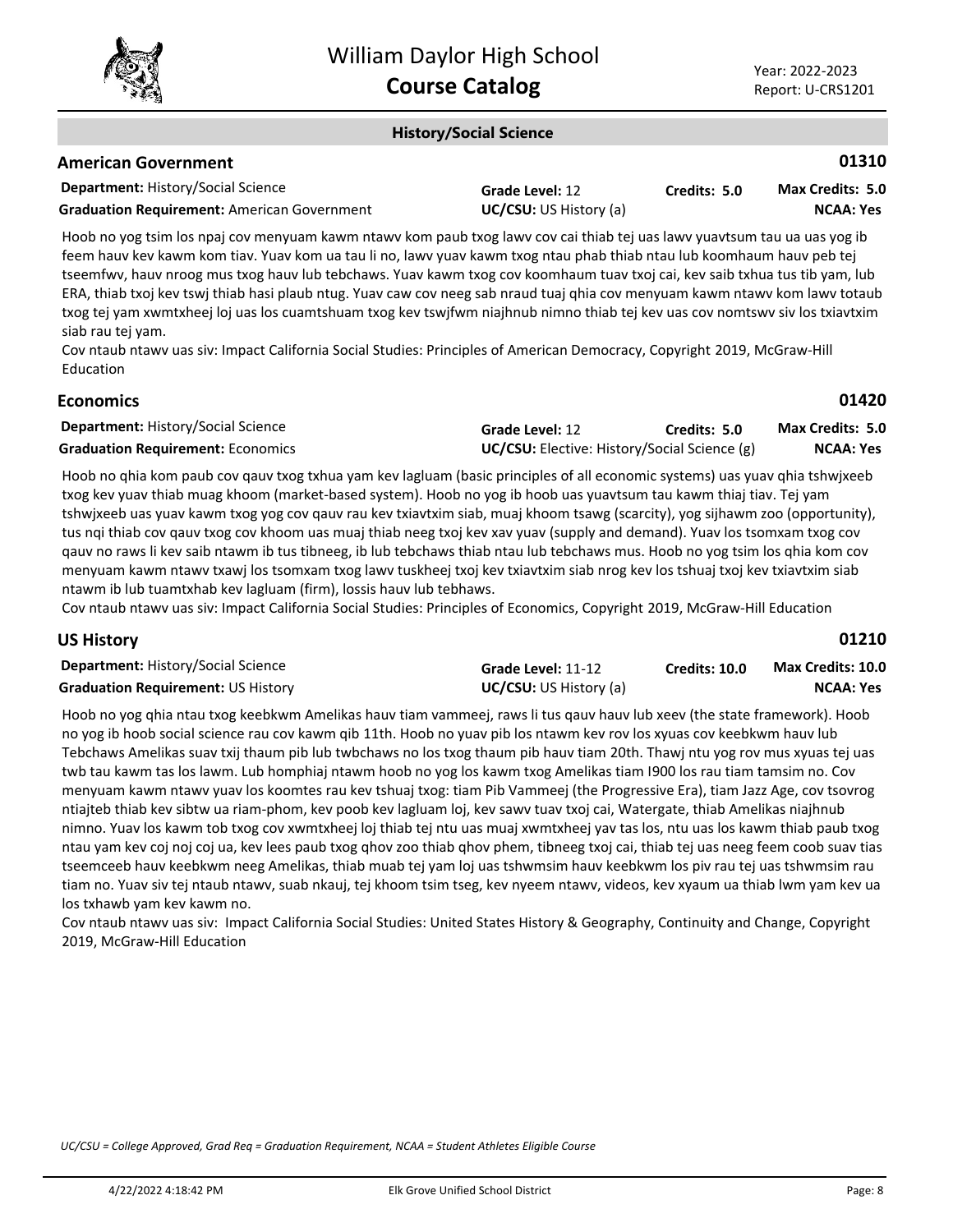## History/Social Science

### American Government

**01310**

**Department:** History/Social Science
**Graduation Requirement:** American Government
**Grade Level:** 12
**UC/CSU:** US History (a)
**Credits:** 5.0
**Max Credits:** 5.0
**NCAA:** Yes

Hoob no yog tsim los npaj cov menyuam kawm ntawv kom paub txog lawv cov cai thiab tej uas lawv yuavtsum tau ua uas yog ib feem hauv kev kawm kom tiav. Yuav kom ua tau li no, lawv yuav kawm txog ntau phab thiab ntau lub koomhaum hauv peb tej tseemfwv, hauv nroog mus txog hauv lub tebchaws. Yuav kawm txog cov koomhaum tuav txoj cai, kev saib txhua tus tib yam, lub ERA, thiab txoj kev tswj thiab hasi plaub ntug. Yuav caw cov neeg sab nraud tuaj qhia cov menyuam kawm ntawv kom lawv totaub txog tej yam xwmtxheej loj uas los cuamtshuam txog kev tswjfwm niajhnub nimno thiab tej kev uas cov nomtswv siv los txiavtxim siab rau tej yam.
Cov ntaub ntawv uas siv: Impact California Social Studies: Principles of American Democracy, Copyright 2019, McGraw-Hill Education

### Economics

**01420**

**Department:** History/Social Science
**Graduation Requirement:** Economics
**Grade Level:** 12
**UC/CSU:** Elective: History/Social Science (g)
**Credits:** 5.0
**Max Credits:** 5.0
**NCAA:** Yes

Hoob no qhia kom paub cov qauv txog txhua yam kev lagluam (basic principles of all economic systems) uas yuav qhia tshwjxeeb txog kev yuav thiab muag khoom (market-based system). Hoob no yog ib hoob uas yuavtsum tau kawm thiaj tiav. Tej yam tshwjxeeb uas yuav kawm txog yog cov qauv rau kev txiavtxim siab, muaj khoom tsawg (scarcity), yog sijhawm zoo (opportunity), tus nqi thiab cov qauv txog cov khoom uas muaj thiab neeg txoj kev xav yuav (supply and demand). Yuav los tsomxam txog cov qauv no raws li kev saib ntawm ib tus tibneeg, ib lub tebchaws thiab ntau lub tebchaws mus. Hoob no yog tsim los qhia kom cov menyuam kawm ntawv txawj los tsomxam txog lawv tuskheej txoj kev txiavtxim siab nrog kev los tshuaj txoj kev txiavtxim siab ntawm ib lub tuamtxhab kev lagluam (firm), lossis hauv lub tebhaws.
Cov ntaub ntawv uas siv: Impact California Social Studies: Principles of Economics, Copyright 2019, McGraw-Hill Education

### US History

**01210**

**Department:** History/Social Science
**Graduation Requirement:** US History
**Grade Level:** 11-12
**UC/CSU:** US History (a)
**Credits:** 10.0
**Max Credits:** 10.0
**NCAA:** Yes

Hoob no yog qhia ntau txog keebkwm Amelikas hauv tiam vammeej, raws li tus qauv hauv lub xeev (the state framework). Hoob no yog ib hoob social science rau cov kawm qib 11th. Hoob no yuav pib los ntawm kev rov los xyuas cov keebkwm hauv lub Tebchaws Amelikas suav txij thaum pib lub twbchaws no los txog thaum pib hauv tiam 20th. Thawj ntu yog rov mus xyuas tej uas twb tau kawm tas los lawm. Lub homphiaj ntawm hoob no yog los kawm txog Amelikas tiam I900 los rau tiam tamsim no. Cov menyuam kawm ntawv yuav los koomtes rau kev tshuaj txog: tiam Pib Vammeej (the Progressive Era), tiam Jazz Age, cov tsovrog ntiajteb thiab kev sibtw ua riam-phom, kev poob kev lagluam loj, kev sawv tuav txoj cai, Watergate, thiab Amelikas niajhnub nimno. Yuav los kawm tob txog cov xwmtxheej loj thiab tej ntu uas muaj xwmtxheej yav tas los, ntu uas los kawm thiab paub txog ntau yam kev coj noj coj ua, kev lees paub txog qhov zoo thiab qhov phem, tibneeg txoj cai, thiab tej uas neeg feem coob suav tias tseemceeb hauv keebkwm neeg Amelikas, thiab muab tej yam loj uas tshwmsim hauv keebkwm los piv rau tej uas tshwmsim rau tiam no. Yuav siv tej ntaub ntawv, suab nkauj, tej khoom tsim tseg, kev nyeem ntawv, videos, kev xyaum ua thiab lwm yam kev ua los txhawb yam kev kawm no.
Cov ntaub ntawv uas siv: Impact California Social Studies: United States History & Geography, Continuity and Change, Copyright 2019, McGraw-Hill Education

*UC/CSU = College Approved, Grad Req = Graduation Requirement, NCAA = Student Athletes Eligible Course*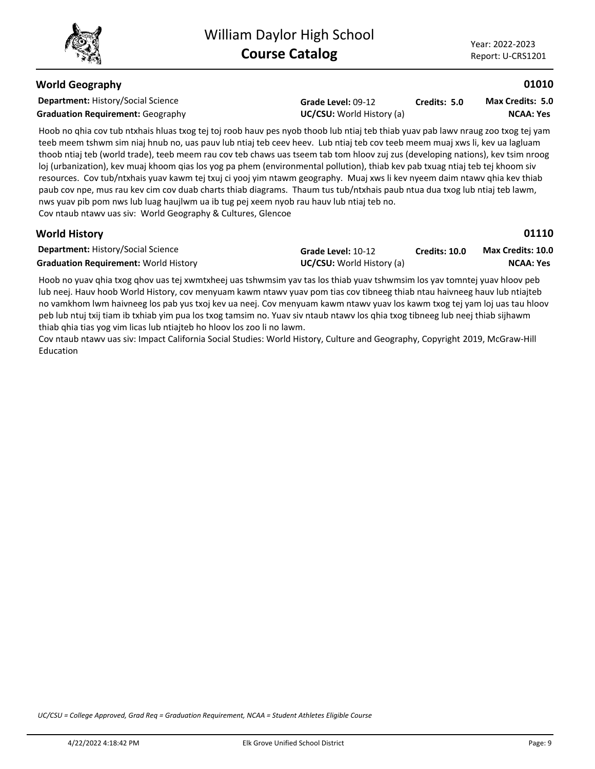## World Geography

**01010**

**Department:** History/Social Science
**Graduation Requirement:** Geography
**Grade Level:** 09-12
**UC/CSU:** World History (a)
**Credits:** 5.0
**Max Credits:** 5.0
**NCAA:** Yes

Hoob no qhia cov tub ntxhais hluas txog tej toj roob hauv pes nyob thoob lub ntiaj teb thiab yuav pab lawv nraug zoo txog tej yam teeb meem tshwm sim niaj hnub no, uas pauv lub ntiaj teb ceev heev. Lub ntiaj teb cov teeb meem muaj xws li, kev ua lagluam thoob ntiaj teb (world trade), teeb meem rau cov teb chaws uas tseem tab tom hloov zuj zus (developing nations), kev tsim nroog loj (urbanization), kev muaj khoom qias los yog pa phem (environmental pollution), thiab kev pab txuag ntiaj teb tej khoom siv resources. Cov tub/ntxhais yuav kawm tej txuj ci yooj yim ntawm geography. Muaj xws li kev nyeem daim ntawv qhia kev thiab paub cov npe, mus rau kev cim cov duab charts thiab diagrams. Thaum tus tub/ntxhais paub ntua dua txog lub ntiaj teb lawm, nws yuav pib pom nws lub luag haujlwm ua ib tug pej xeem nyob rau hauv lub ntiaj teb no.
Cov ntaub ntawv uas siv: World Geography & Cultures, Glencoe

## World History

**01110**

**Department:** History/Social Science
**Graduation Requirement:** World History
**Grade Level:** 10-12
**UC/CSU:** World History (a)
**Credits:** 10.0
**Max Credits:** 10.0
**NCAA:** Yes

Hoob no yuav qhia txog qhov uas tej xwmtxheej uas tshwmsim yav tas los thiab yuav tshwmsim los yav tomntej yuav hloov peb lub neej. Hauv hoob World History, cov menyuam kawm ntawv yuav pom tias cov tibneeg thiab ntau haivneeg hauv lub ntiajteb no vamkhom lwm haivneeg los pab yus txoj kev ua neej. Cov menyuam kawm ntawv yuav los kawm txog tej yam loj uas tau hloov peb lub ntuj txij tiam ib txhiab yim pua los txog tamsim no. Yuav siv ntaub ntawv los qhia txog tibneeg lub neej thiab sijhawm thiab qhia tias yog vim licas lub ntiajteb ho hloov los zoo li no lawm.
Cov ntaub ntawv uas siv: Impact California Social Studies: World History, Culture and Geography, Copyright 2019, McGraw-Hill Education

*UC/CSU = College Approved, Grad Req = Graduation Requirement, NCAA = Student Athletes Eligible Course*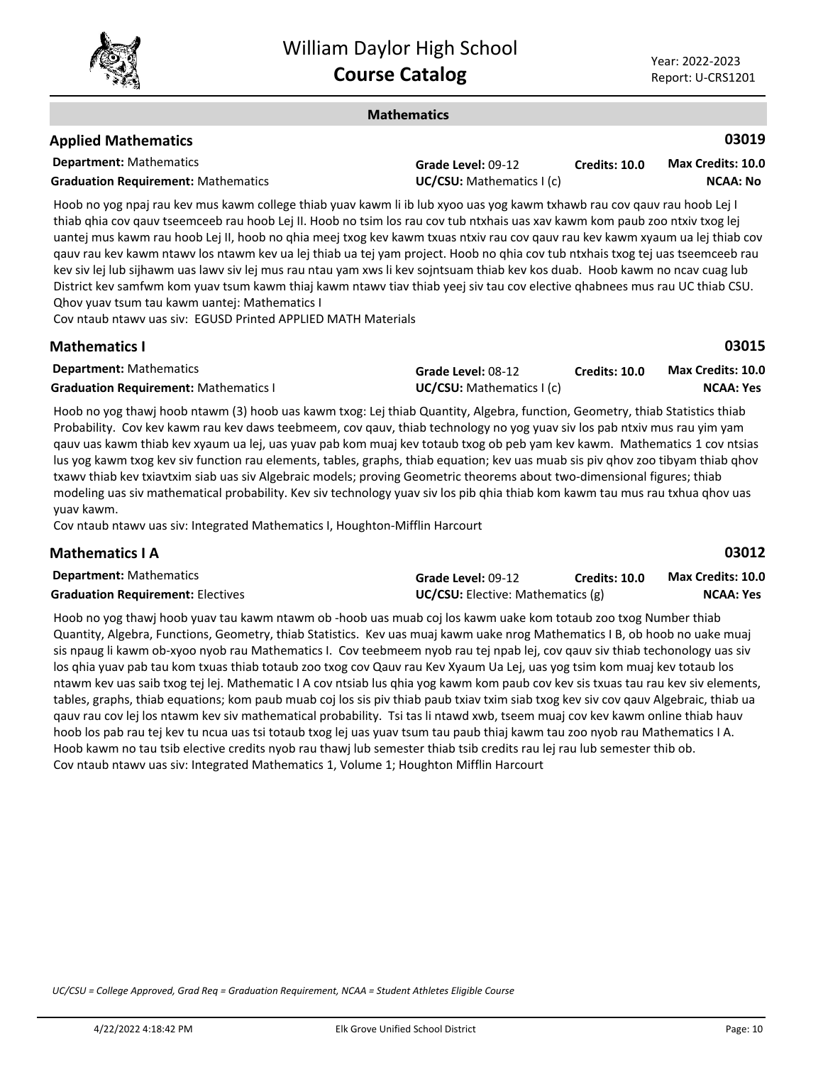## Mathematics

### Applied Mathematics

**03019**

**Department:** Mathematics | **Grade Level:** 09-12 | **Credits: 10.0** | **Max Credits: 10.0**

**Graduation Requirement:** Mathematics | **UC/CSU:** Mathematics I (c) | **NCAA: No**

Hoob no yog npaj rau kev mus kawm college thiab yuav kawm li ib lub xyoo uas yog kawm txhawb rau cov qauv rau hoob Lej I thiab qhia cov qauv tseemceeb rau hoob Lej II. Hoob no tsim los rau cov tub ntxhais uas xav kawm kom paub zoo ntxiv txog lej uantej mus kawm rau hoob Lej II, hoob no qhia meej txog kev kawm txuas ntxiv rau cov qauv rau kev kawm xyaum ua lej thiab cov qauv rau kev kawm ntawv los ntawm kev ua lej thiab ua tej yam project. Hoob no qhia cov tub ntxhais txog tej uas tseemceeb rau kev siv lej lub sijhawm uas lawv siv lej mus rau ntau yam xws li kev sojntsuam thiab kev kos duab. Hoob kawm no ncav cuag lub District kev samfwm kom yuav tsum kawm thiaj kawm ntawv tiav thiab yeej siv tau cov elective qhabnees mus rau UC thiab CSU.
Qhov yuav tsum tau kawm uantej: Mathematics I
Cov ntaub ntawv uas siv: EGUSD Printed APPLIED MATH Materials

### Mathematics I

**03015**

**Department:** Mathematics | **Grade Level:** 08-12 | **Credits: 10.0** | **Max Credits: 10.0**

**Graduation Requirement:** Mathematics I | **UC/CSU:** Mathematics I (c) | **NCAA: Yes**

Hoob no yog thawj hoob ntawm (3) hoob uas kawm txog: Lej thiab Quantity, Algebra, function, Geometry, thiab Statistics thiab Probability. Cov kev kawm rau kev daws teebmeem, cov qauv, thiab technology no yog yuav siv los pab ntxiv mus rau yim yam qauv uas kawm thiab kev xyaum ua lej, uas yuav pab kom muaj kev totaub txog ob peb yam kev kawm. Mathematics 1 cov ntsias lus yog kawm txog kev siv function rau elements, tables, graphs, thiab equation; kev uas muab sis piv qhov zoo tibyam thiab qhov txawv thiab kev txiavtxim siab uas siv Algebraic models; proving Geometric theorems about two-dimensional figures; thiab modeling uas siv mathematical probability. Kev siv technology yuav siv los pib qhia thiab kom kawm tau mus rau txhua qhov uas yuav kawm.
Cov ntaub ntawv uas siv: Integrated Mathematics I, Houghton-Mifflin Harcourt

### Mathematics I A

**03012**

**Department:** Mathematics | **Grade Level:** 09-12 | **Credits: 10.0** | **Max Credits: 10.0**

**Graduation Requirement:** Electives | **UC/CSU:** Elective: Mathematics (g) | **NCAA: Yes**

Hoob no yog thawj hoob yuav tau kawm ntawm ob -hoob uas muab coj los kawm uake kom totaub zoo txog Number thiab Quantity, Algebra, Functions, Geometry, thiab Statistics. Kev uas muaj kawm uake nrog Mathematics I B, ob hoob no uake muaj sis npaug li kawm ob-xyoo nyob rau Mathematics I. Cov teebmeem nyob rau tej npab lej, cov qauv siv thiab techonology uas siv los qhia yuav pab tau kom txuas thiab totaub zoo txog cov Qauv rau Kev Xyaum Ua Lej, uas yog tsim kom muaj kev totaub los ntawm kev uas saib txog tej lej. Mathematic I A cov ntsiab lus qhia yog kawm kom paub cov kev sis txuas tau rau kev siv elements, tables, graphs, thiab equations; kom paub muab coj los sis piv thiab paub txiav txim siab txog kev siv cov qauv Algebraic, thiab ua qauv rau cov lej los ntawm kev siv mathematical probability. Tsi tas li ntawd xwb, tseem muaj cov kev kawm online thiab hauv hoob los pab rau tej kev tu ncua uas tsi totaub txog lej uas yuav tsum tau paub thiaj kawm tau zoo nyob rau Mathematics I A. Hoob kawm no tau tsib elective credits nyob rau thawj lub semester thiab tsib credits rau lej rau lub semester thib ob.
Cov ntaub ntawv uas siv: Integrated Mathematics 1, Volume 1; Houghton Mifflin Harcourt

*UC/CSU = College Approved, Grad Req = Graduation Requirement, NCAA = Student Athletes Eligible Course*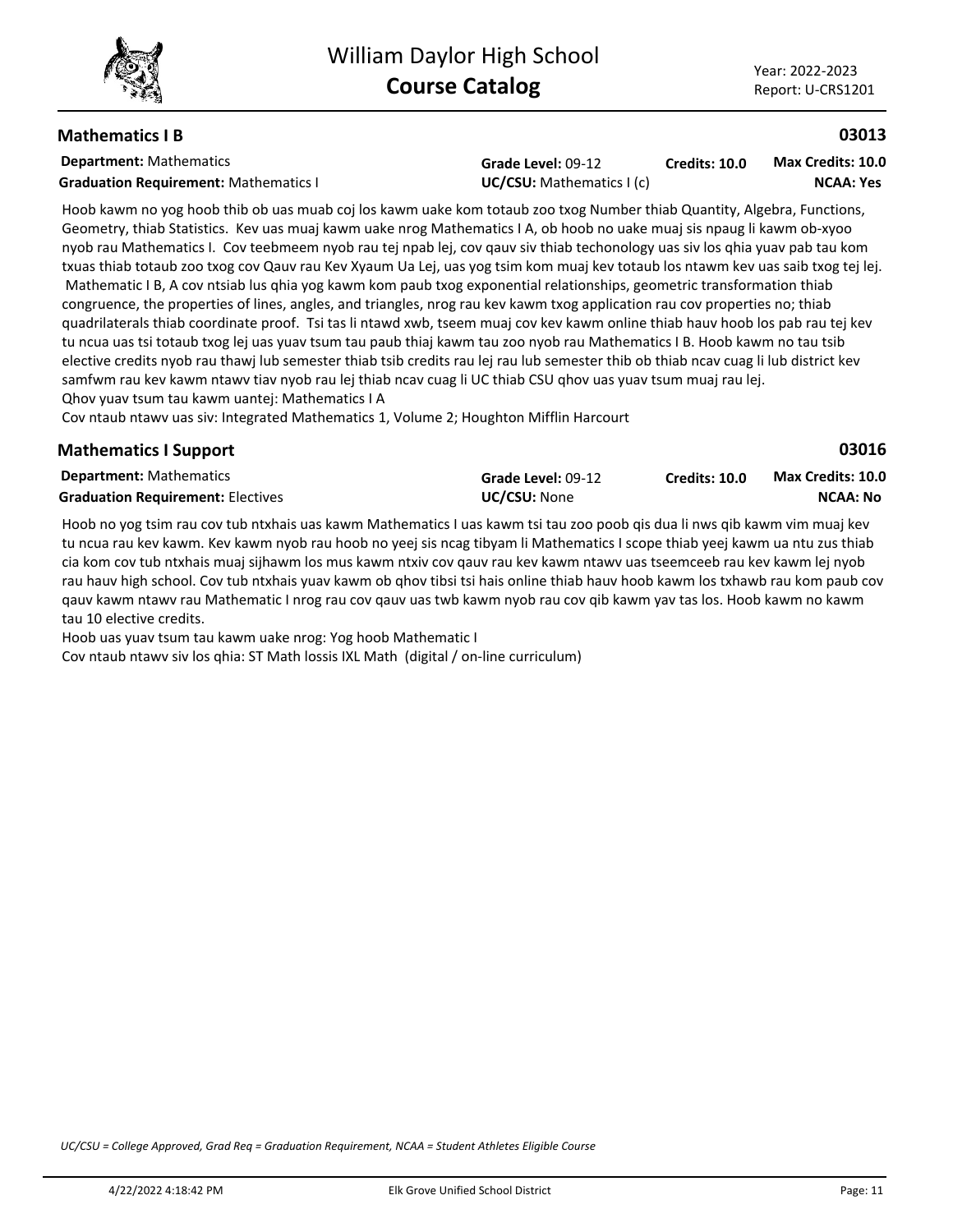## Mathematics I B

**03013**

**Department:** Mathematics | **Grade Level:** 09-12 | **Credits: 10.0** | **Max Credits: 10.0**

**Graduation Requirement:** Mathematics I | **UC/CSU:** Mathematics I (c) | **NCAA: Yes**

Hoob kawm no yog hoob thib ob uas muab coj los kawm uake kom totaub zoo txog Number thiab Quantity, Algebra, Functions, Geometry, thiab Statistics. Kev uas muaj kawm uake nrog Mathematics I A, ob hoob no uake muaj sis npaug li kawm ob-xyoo nyob rau Mathematics I. Cov teebmeem nyob rau tej npab lej, cov qauv siv thiab techonology uas siv los qhia yuav pab tau kom txuas thiab totaub zoo txog cov Qauv rau Kev Xyaum Ua Lej, uas yog tsim kom muaj kev totaub los ntawm kev uas saib txog tej lej. Mathematic I B, A cov ntsiab lus qhia yog kawm kom paub txog exponential relationships, geometric transformation thiab congruence, the properties of lines, angles, and triangles, nrog rau kev kawm txog application rau cov properties no; thiab quadrilaterals thiab coordinate proof. Tsi tas li ntawd xwb, tseem muaj cov kev kawm online thiab hauv hoob los pab rau tej kev tu ncua uas tsi totaub txog lej uas yuav tsum tau paub thiaj kawm tau zoo nyob rau Mathematics I B. Hoob kawm no tau tsib elective credits nyob rau thawj lub semester thiab tsib credits rau lej rau lub semester thib ob thiab ncav cuag li lub district kev samfwm rau kev kawm ntawv tiav nyob rau lej thiab ncav cuag li UC thiab CSU qhov uas yuav tsum muaj rau lej.

Qhov yuav tsum tau kawm uantej: Mathematics I A

Cov ntaub ntawv uas siv: Integrated Mathematics 1, Volume 2; Houghton Mifflin Harcourt

## Mathematics I Support

**03016**

**Department:** Mathematics | **Grade Level:** 09-12 | **Credits: 10.0** | **Max Credits: 10.0**

**Graduation Requirement:** Electives | **UC/CSU:** None | **NCAA: No**

Hoob no yog tsim rau cov tub ntxhais uas kawm Mathematics I uas kawm tsi tau zoo poob qis dua li nws qib kawm vim muaj kev tu ncua rau kev kawm. Kev kawm nyob rau hoob no yeej sis ncag tibyam li Mathematics I scope thiab yeej kawm ua ntu zus thiab cia kom cov tub ntxhais muaj sijhawm los mus kawm ntxiv cov qauv rau kev kawm ntawv uas tseemceeb rau kev kawm lej nyob rau hauv high school. Cov tub ntxhais yuav kawm ob qhov tibsi tsi hais online thiab hauv hoob kawm los txhawb rau kom paub cov qauv kawm ntawv rau Mathematic I nrog rau cov qauv uas twb kawm nyob rau cov qib kawm yav tas los. Hoob kawm no kawm tau 10 elective credits.

Hoob uas yuav tsum tau kawm uake nrog: Yog hoob Mathematic I

Cov ntaub ntawv siv los qhia: ST Math lossis IXL Math (digital / on-line curriculum)

*UC/CSU = College Approved, Grad Req = Graduation Requirement, NCAA = Student Athletes Eligible Course*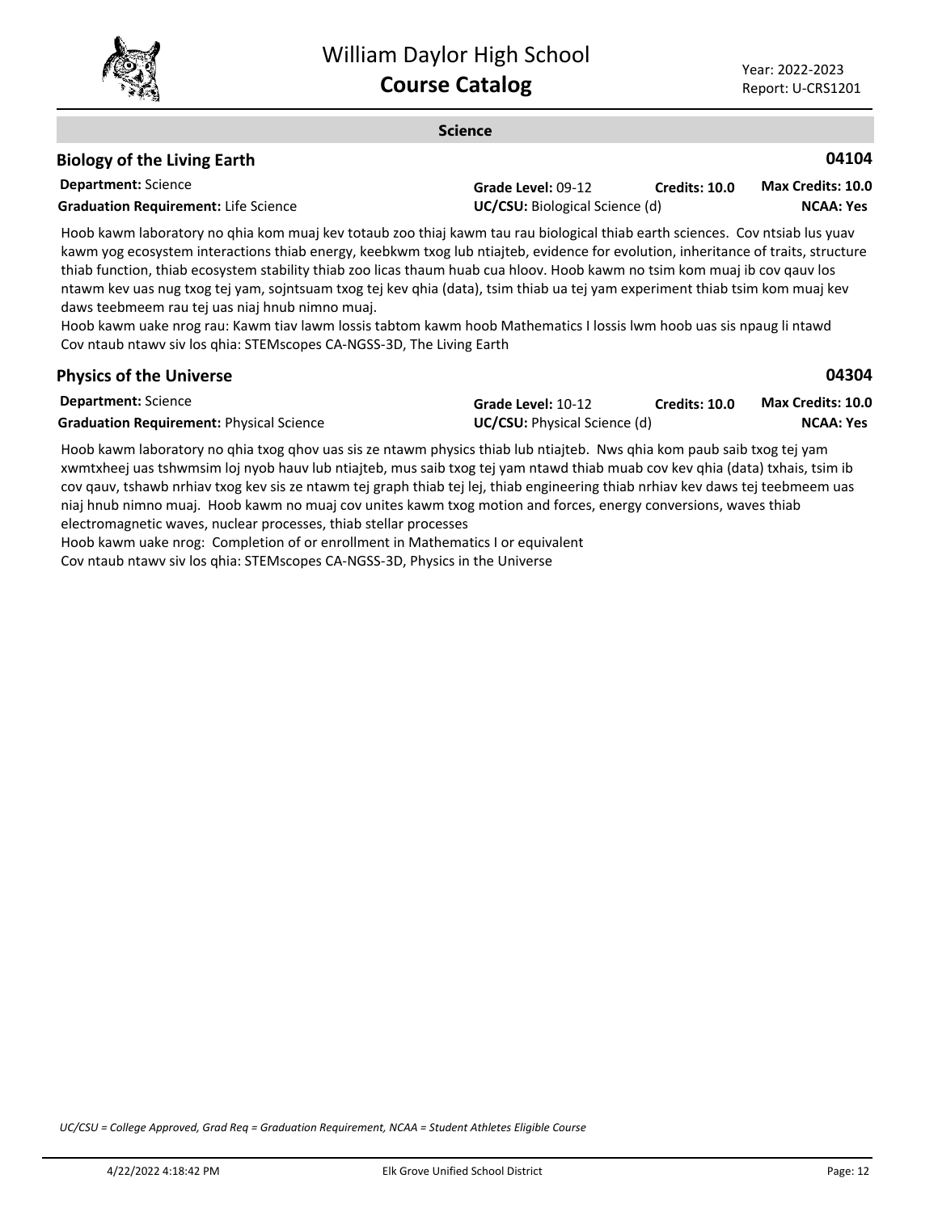## Science

### Biology of the Living Earth — 04104

**Department:** Science | **Grade Level:** 09-12 | **Credits: 10.0** | **Max Credits: 10.0**

**Graduation Requirement:** Life Science | **UC/CSU:** Biological Science (d) | **NCAA: Yes**

Hoob kawm laboratory no qhia kom muaj kev totaub zoo thiaj kawm tau rau biological thiab earth sciences. Cov ntsiab lus yuav kawm yog ecosystem interactions thiab energy, keebkwm txog lub ntiajteb, evidence for evolution, inheritance of traits, structure thiab function, thiab ecosystem stability thiab zoo licas thaum huab cua hloov. Hoob kawm no tsim kom muaj ib cov qauv los ntawm kev uas nug txog tej yam, sojntsuam txog tej kev qhia (data), tsim thiab ua tej yam experiment thiab tsim kom muaj kev daws teebmeem rau tej uas niaj hnub nimno muaj.

Hoob kawm uake nrog rau: Kawm tiav lawm lossis tabtom kawm hoob Mathematics I lossis lwm hoob uas sis npaug li ntawd

Cov ntaub ntawv siv los qhia: STEMscopes CA-NGSS-3D, The Living Earth

### Physics of the Universe — 04304

**Department:** Science | **Grade Level:** 10-12 | **Credits: 10.0** | **Max Credits: 10.0**

**Graduation Requirement:** Physical Science | **UC/CSU:** Physical Science (d) | **NCAA: Yes**

Hoob kawm laboratory no qhia txog qhov uas sis ze ntawm physics thiab lub ntiajteb. Nws qhia kom paub saib txog tej yam xwmtxheej uas tshwmsim loj nyob hauv lub ntiajteb, mus saib txog tej yam ntawd thiab muab cov kev qhia (data) txhais, tsim ib cov qauv, tshawb nrhiav txog kev sis ze ntawm tej graph thiab tej lej, thiab engineering thiab nrhiav kev daws tej teebmeem uas niaj hnub nimno muaj. Hoob kawm no muaj cov unites kawm txog motion and forces, energy conversions, waves thiab electromagnetic waves, nuclear processes, thiab stellar processes

Hoob kawm uake nrog: Completion of or enrollment in Mathematics I or equivalent

Cov ntaub ntawv siv los qhia: STEMscopes CA-NGSS-3D, Physics in the Universe

*UC/CSU = College Approved, Grad Req = Graduation Requirement, NCAA = Student Athletes Eligible Course*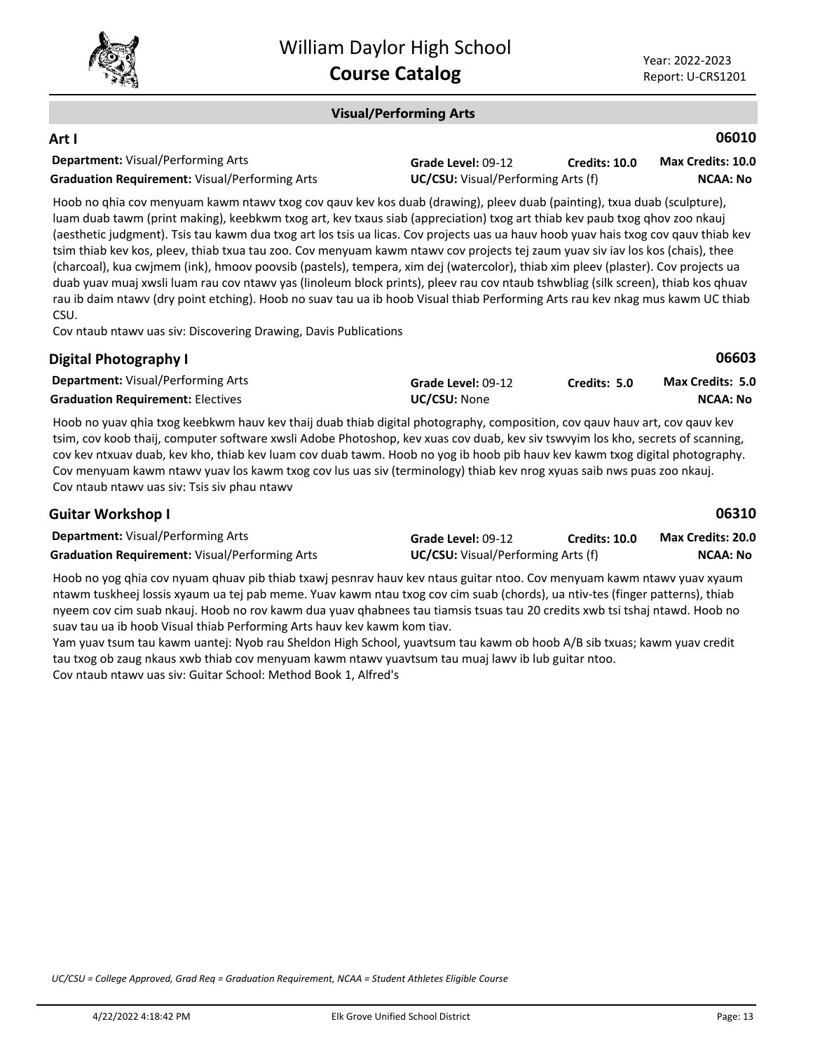## Visual/Performing Arts

### Art I — 06010

**Department:** Visual/Performing Arts  **Grade Level:** 09-12  **Credits:** 10.0  **Max Credits:** 10.0
**Graduation Requirement:** Visual/Performing Arts  **UC/CSU:** Visual/Performing Arts (f)  **NCAA:** No

Hoob no qhia cov menyuam kawm ntawv txog cov qauv kev kos duab (drawing), pleev duab (painting), txua duab (sculpture), luam duab tawm (print making), keebkwm txog art, kev txaus siab (appreciation) txog art thiab kev paub txog qhov zoo nkauj (aesthetic judgment). Tsis tau kawm dua txog art los tsis ua licas. Cov projects uas ua hauv hoob yuav hais txog cov qauv thiab kev tsim thiab kev kos, pleev, thiab txua tau zoo. Cov menyuam kawm ntawv cov projects tej zaum yuav siv iav los kos (chais), thee (charcoal), kua cwjmem (ink), hmoov poovsib (pastels), tempera, xim dej (watercolor), thiab xim pleev (plaster). Cov projects ua duab yuav muaj xwsli luam rau cov ntawv yas (linoleum block prints), pleev rau cov ntaub tshwbliag (silk screen), thiab kos qhuav rau ib daim ntawv (dry point etching). Hoob no suav tau ua ib hoob Visual thiab Performing Arts rau kev nkag mus kawm UC thiab CSU.
Cov ntaub ntawv uas siv: Discovering Drawing, Davis Publications

### Digital Photography I — 06603

**Department:** Visual/Performing Arts  **Grade Level:** 09-12  **Credits:** 5.0  **Max Credits:** 5.0
**Graduation Requirement:** Electives  **UC/CSU:** None  **NCAA:** No

Hoob no yuav qhia txog keebkwm hauv kev thaij duab thiab digital photography, composition, cov qauv hauv art, cov qauv kev tsim, cov koob thaij, computer software xwsli Adobe Photoshop, kev xuas cov duab, kev siv tswvyim los kho, secrets of scanning, cov kev ntxuav duab, kev kho, thiab kev luam cov duab tawm. Hoob no yog ib hoob pib hauv kev kawm txog digital photography. Cov menyuam kawm ntawv yuav los kawm txog cov lus uas siv (terminology) thiab kev nrog xyuas saib nws puas zoo nkauj.
Cov ntaub ntawv uas siv: Tsis siv phau ntawv

### Guitar Workshop I — 06310

**Department:** Visual/Performing Arts  **Grade Level:** 09-12  **Credits:** 10.0  **Max Credits:** 20.0
**Graduation Requirement:** Visual/Performing Arts  **UC/CSU:** Visual/Performing Arts (f)  **NCAA:** No

Hoob no yog qhia cov nyuam qhuav pib thiab txawj pesnrav hauv kev ntaus guitar ntoo. Cov menyuam kawm ntawv yuav xyaum ntawm tuskheej lossis xyaum ua tej pab meme. Yuav kawm ntau txog cov cim suab (chords), ua ntiv-tes (finger patterns), thiab nyeem cov cim suab nkauj. Hoob no rov kawm dua yuav qhabnees tau tiamsis tsuas tau 20 credits xwb tsi tshaj ntawd. Hoob no suav tau ua ib hoob Visual thiab Performing Arts hauv kev kawm kom tiav.
Yam yuav tsum tau kawm uantej: Nyob rau Sheldon High School, yuavtsum tau kawm ob hoob A/B sib txuas; kawm yuav credit tau txog ob zaug nkaus xwb thiab cov menyuam kawm ntawv yuavtsum tau muaj lawv ib lub guitar ntoo.
Cov ntaub ntawv uas siv: Guitar School: Method Book 1, Alfred's

*UC/CSU = College Approved, Grad Req = Graduation Requirement, NCAA = Student Athletes Eligible Course*